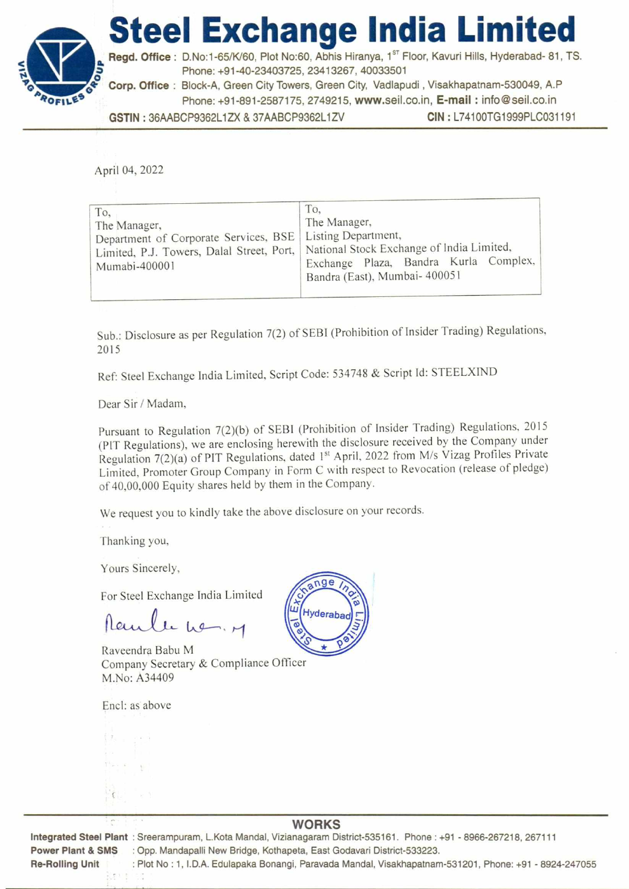# Steel Exchange India Limited

**Regd. Office :** D.No:1-65/K/60, Plot No:60, Abhis Hiranya, 1st Floor, Kavuri Hills, Hyderabad- 81, TS. Phone: +91-40-23403725, 23413267, 40033501

**Corp. Office :** Block-A, Green City Towers, Green City, Vadlapudi , Visakhapatnam-530049, A.P Phone: +91-891-2587175, 2749215, **www.seil.co.in**, **E-mail :** info@seil.co.in

**GSTIN :** 36AABCP9362L1ZX & 37AABCP9362L1ZV **CIN :** L74100TG1999PLC031191

April 04, 2022

| To, The Manager, Department of Corporate Services, BSE Limited, P.J. Towers, Dalal Street, Port, Mumabi-400001 | To, The Manager, Listing Department, National Stock Exchange of India Limited, Exchange Plaza, Bandra Kurla Complex, Bandra (East), Mumbai- 400051 |
|---|---|

Sub.: Disclosure as per Regulation 7(2) of SEBI (Prohibition of Insider Trading) Regulations, 2015

Ref: Steel Exchange India Limited, Script Code: 534748 & Script Id: STEELXIND

Dear Sir / Madam,

Pursuant to Regulation 7(2)(b) of SEBI (Prohibition of Insider Trading) Regulations, 2015 (PIT Regulations), we are enclosing herewith the disclosure received by the Company under Regulation 7(2)(a) of PIT Regulations, dated 1st April, 2022 from M/s Vizag Profiles Private Limited, Promoter Group Company in Form C with respect to Revocation (release of pledge) of 40,00,000 Equity shares held by them in the Company.

We request you to kindly take the above disclosure on your records.

Thanking you,

Yours Sincerely,

For Steel Exchange India Limited

Raveendra Babu M
Company Secretary & Compliance Officer
M.No: A34409

Encl: as above

**WORKS**

**Integrated Steel Plant** : Sreerampuram, L.Kota Mandal, Vizianagaram District-535161. Phone : +91 - 8966-267218, 267111

**Power Plant & SMS** : Opp. Mandapalli New Bridge, Kothapeta, East Godavari District-533223.

**Re-Rolling Unit** : Plot No : 1, I.D.A. Edulapaka Bonangi, Paravada Mandal, Visakhapatnam-531201, Phone: +91 - 8924-247055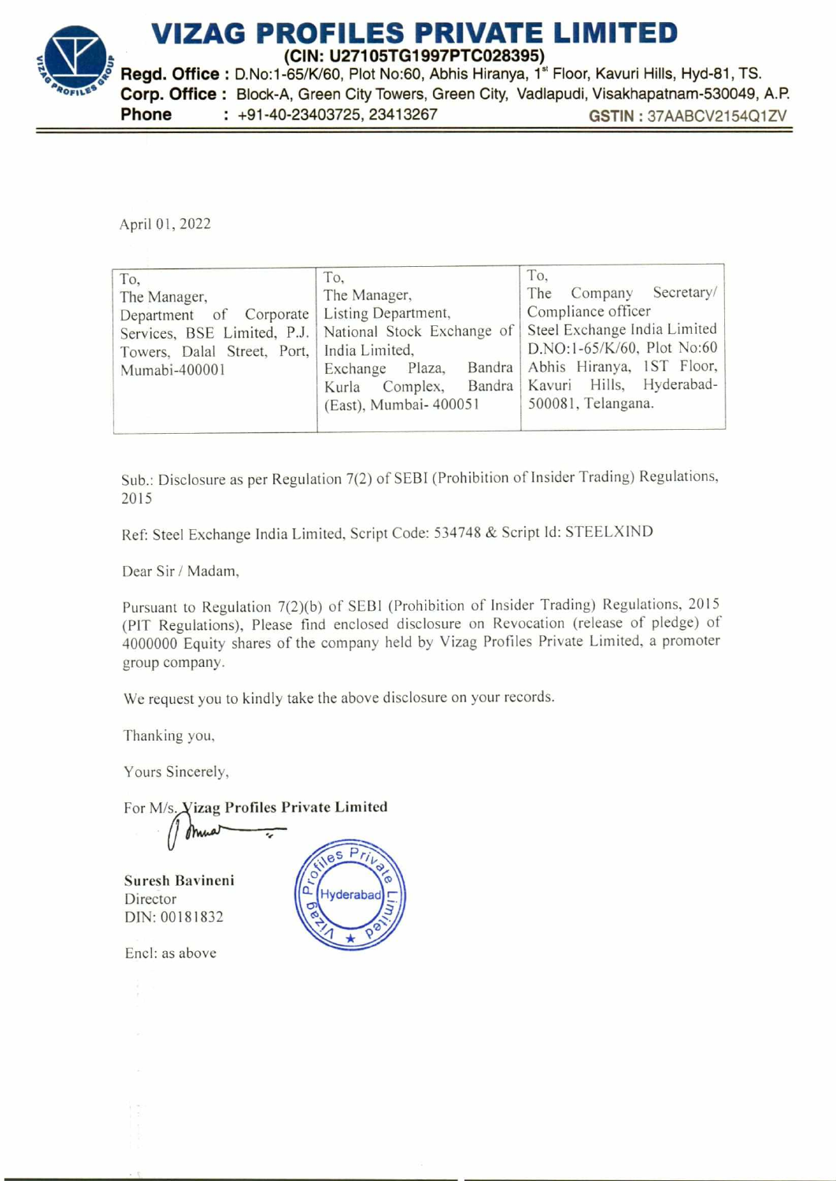# VIZAG PROFILES PRIVATE LIMITED

**(CIN: U27105TG1997PTC028395)**

**Regd. Office :** D.No:1-65/K/60, Plot No:60, Abhis Hiranya, 1st Floor, Kavuri Hills, Hyd-81, TS.

**Corp. Office :** Block-A, Green City Towers, Green City, Vadlapudi, Visakhapatnam-530049, A.P.

**Phone** : +91-40-23403725, 23413267 **GSTIN :** 37AABCV2154Q1ZV

April 01, 2022

| To,<br>The Manager,<br>Department of Corporate Services, BSE Limited, P.J. Towers, Dalal Street, Port, Mumabi-400001 | To,<br>The Manager,<br>Listing Department,<br>National Stock Exchange of India Limited,<br>Exchange Plaza, Bandra Kurla Complex, Bandra (East), Mumbai- 400051 | To,<br>The Company Secretary/ Compliance officer<br>Steel Exchange India Limited<br>D.NO:1-65/K/60, Plot No:60 Abhis Hiranya, 1ST Floor, Kavuri Hills, Hyderabad-500081, Telangana. |
|---|---|---|

Sub.: Disclosure as per Regulation 7(2) of SEBI (Prohibition of Insider Trading) Regulations, 2015

Ref: Steel Exchange India Limited, Script Code: 534748 & Script Id: STEELXIND

Dear Sir / Madam,

Pursuant to Regulation 7(2)(b) of SEBI (Prohibition of Insider Trading) Regulations, 2015 (PIT Regulations), Please find enclosed disclosure on Revocation (release of pledge) of 4000000 Equity shares of the company held by Vizag Profiles Private Limited, a promoter group company.

We request you to kindly take the above disclosure on your records.

Thanking you,

Yours Sincerely,

For M/s. Vizag Profiles Private Limited

**Suresh Bavineni**
Director
DIN: 00181832

Encl: as above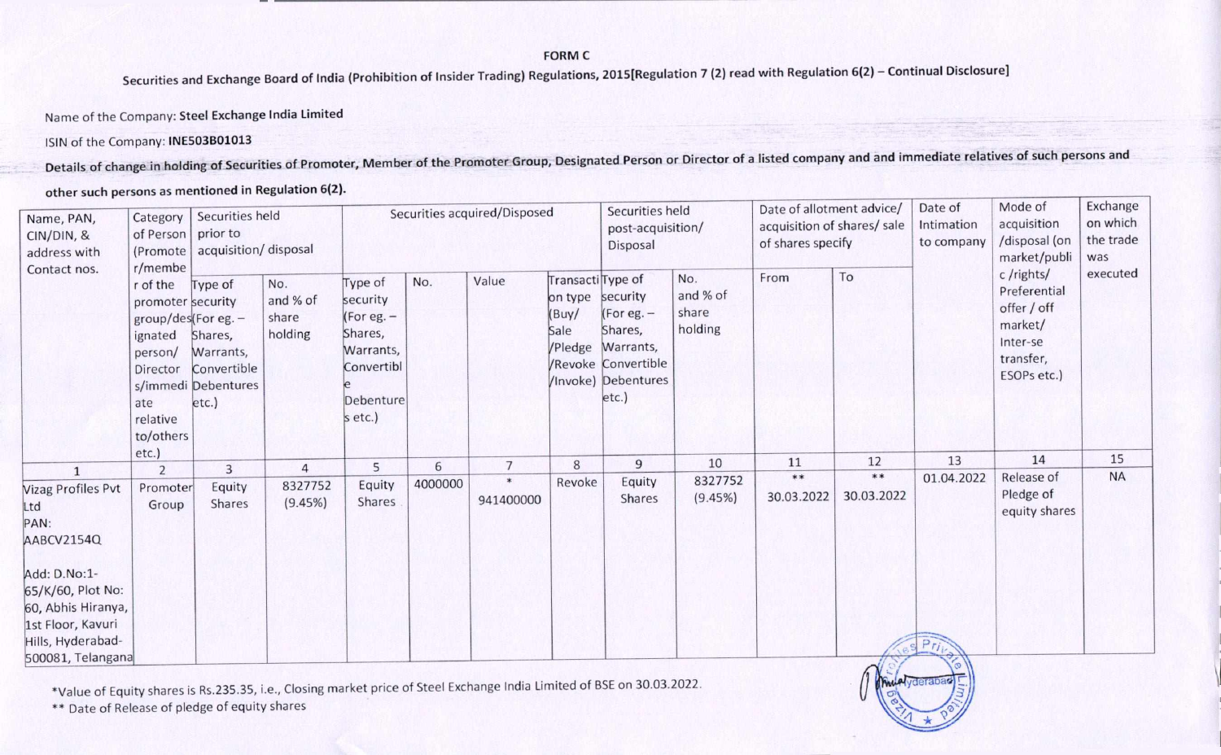FORM C

Securities and Exchange Board of India (Prohibition of Insider Trading) Regulations, 2015[Regulation 7 (2) read with Regulation 6(2) – Continual Disclosure]

Name of the Company: **Steel Exchange India Limited**

ISIN of the Company: **INE503B01013**

**Details of change in holding of Securities of Promoter, Member of the Promoter Group, Designated Person or Director of a listed company and and immediate relatives of such persons and other such persons as mentioned in Regulation 6(2).**

| Name, PAN, CIN/DIN, & address with Contact nos. | Category of Person (Promoter/member of the promoter group/designated person/ Director s/immediate relative to/others etc.) | Securities held prior to acquisition/ disposal | | Securities acquired/Disposed | | | | Securities held post-acquisition/ Disposal | | Date of allotment advice/ acquisition of shares/ sale of shares specify | | Date of Intimation to company | Mode of acquisition /disposal (on market/public /rights/ Preferential offer / off market/ Inter-se transfer, ESOPs etc.) | Exchange on which the trade was executed |
|---|---|---|---|---|---|---|---|---|---|---|---|---|---|---|
| | | Type of security (For eg. – Shares, Warrants, Convertible Debentures etc.) | No. and % of share holding | Type of security (For eg. – Shares, Warrants, Convertible Debentures etc.) | No. | Value | Transaction type (Buy/ Sale /Pledge /Revoke /Invoke) | Type of security (For eg. – Shares, Warrants, Convertible Debentures etc.) | No. and % of share holding | From | To | | | |
| 1 | 2 | 3 | 4 | 5 | 6 | 7 | 8 | 9 | 10 | 11 | 12 | 13 | 14 | 15 |
| Vizag Profiles Pvt Ltd<br>PAN: AABCV2154Q<br><br>Add: D.No:1-65/K/60, Plot No: 60, Abhis Hiranya, 1st Floor, Kavuri Hills, Hyderabad-500081, Telangana | Promoter Group | Equity Shares | 8327752 (9.45%) | Equity Shares | 4000000 | * 941400000 | Revoke | Equity Shares | 8327752 (9.45%) | ** 30.03.2022 | ** 30.03.2022 | 01.04.2022 | Release of Pledge of equity shares | NA |

*Value of Equity shares is Rs.235.35, i.e., Closing market price of Steel Exchange India Limited of BSE on 30.03.2022.

** Date of Release of pledge of equity shares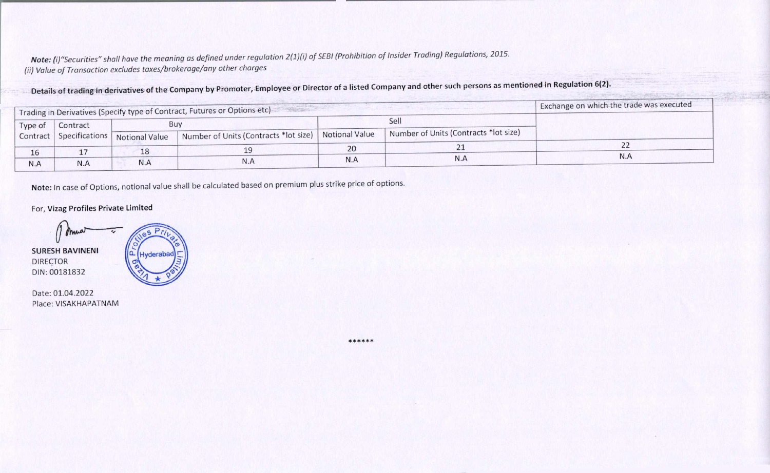***Note:*** *(i)"Securities" shall have the meaning as defined under regulation 2(1)(i) of SEBI (Prohibition of Insider Trading) Regulations, 2015.*
*(ii) Value of Transaction excludes taxes/brokerage/any other charges*

**Details of trading in derivatives of the Company by Promoter, Employee or Director of a listed Company and other such persons as mentioned in Regulation 6(2).**

| Trading in Derivatives (Specify type of Contract, Futures or Options etc) | | | | | | Exchange on which the trade was executed |
|---|---|---|---|---|---|---|
| Type of Contract | Contract Specifications | Buy | | Sell | | |
| | | Notional Value | Number of Units (Contracts *lot size) | Notional Value | Number of Units (Contracts *lot size) | |
| 16 | 17 | 18 | 19 | 20 | 21 | 22 |
| N.A | N.A | N.A | N.A | N.A | N.A | N.A |

**Note:** In case of Options, notional value shall be calculated based on premium plus strike price of options.

For, **Vizag Profiles Private Limited**

**SURESH BAVINENI**
DIRECTOR
DIN: 00181832

Date: 01.04.2022
Place: VISAKHAPATNAM

******